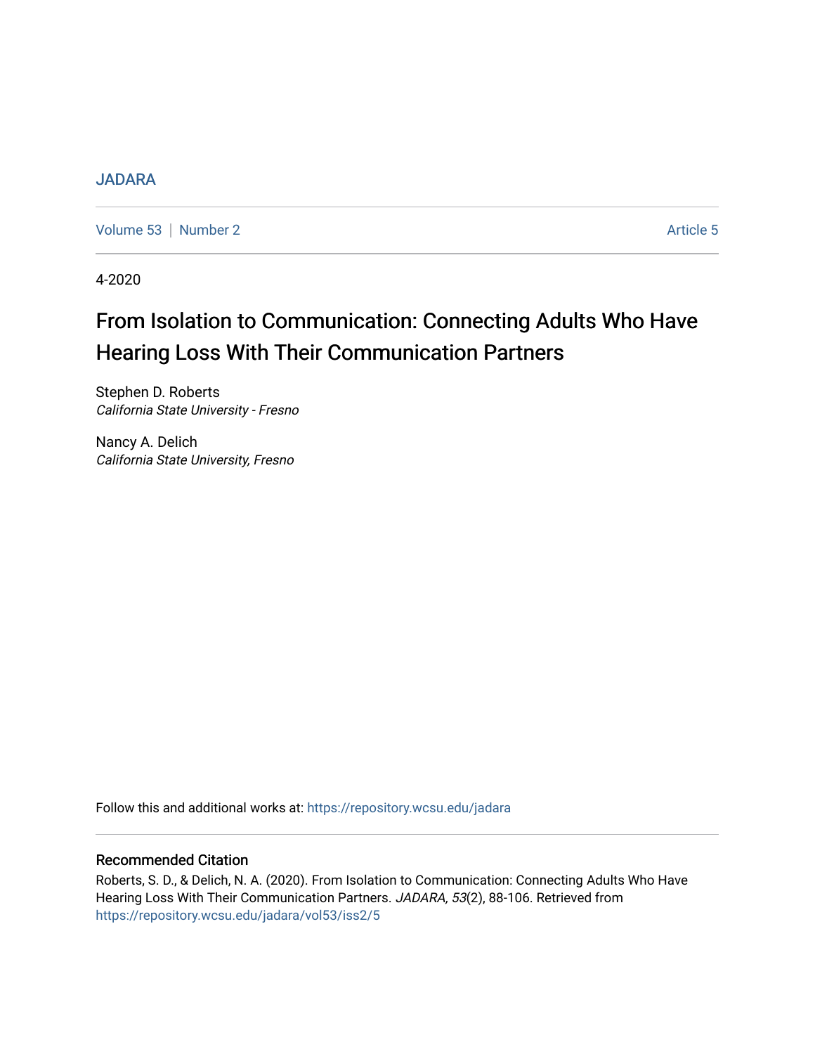JADARA

Volume 53 | Number 2 | Article 5

4-2020

# From Isolation to Communication: Connecting Adults Who Have Hearing Loss With Their Communication Partners

Stephen D. Roberts
*California State University - Fresno*

Nancy A. Delich
*California State University, Fresno*

Follow this and additional works at: https://repository.wcsu.edu/jadara

## Recommended Citation

Roberts, S. D., & Delich, N. A. (2020). From Isolation to Communication: Connecting Adults Who Have Hearing Loss With Their Communication Partners. *JADARA, 53*(2), 88-106. Retrieved from https://repository.wcsu.edu/jadara/vol53/iss2/5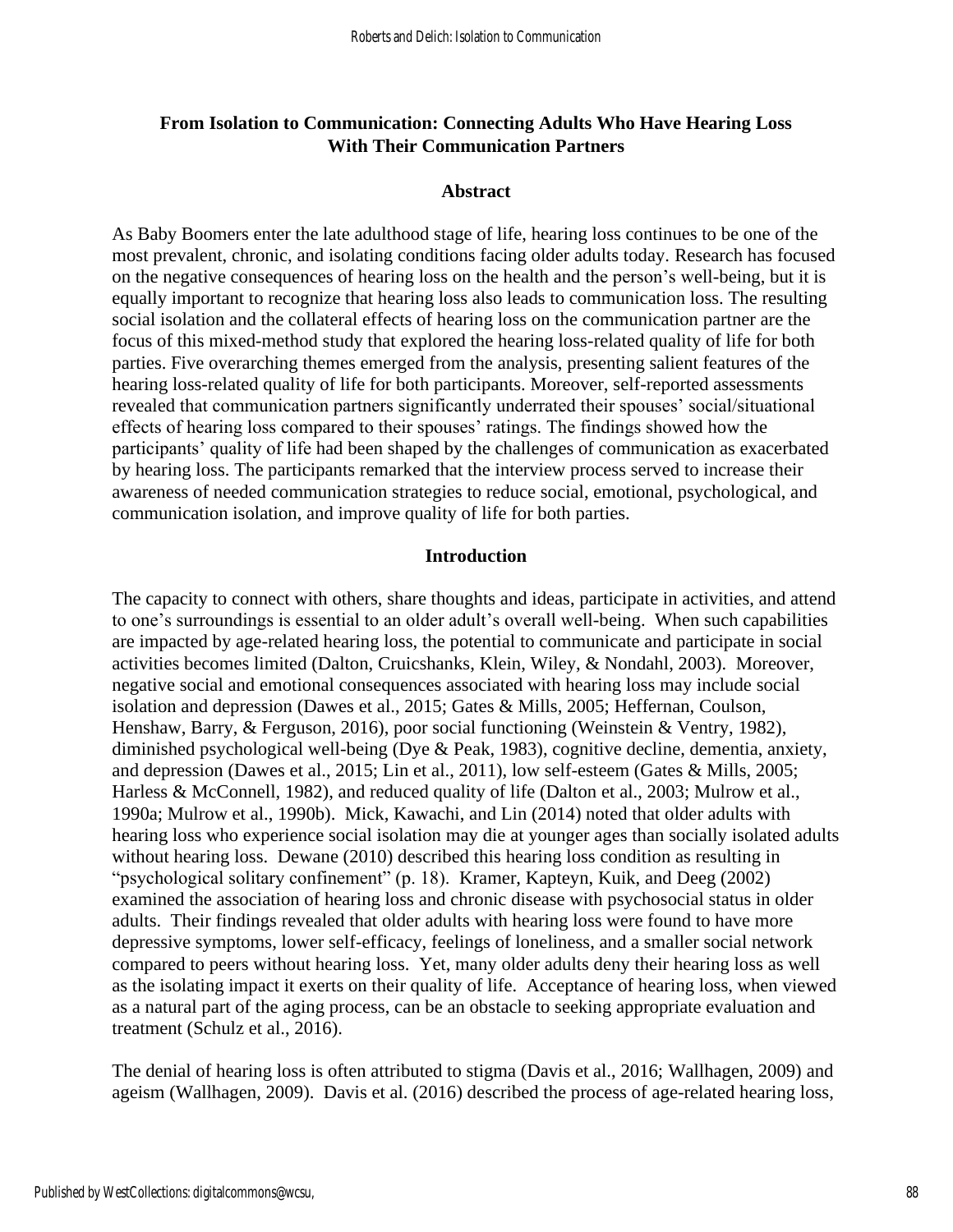## From Isolation to Communication: Connecting Adults Who Have Hearing Loss With Their Communication Partners

### Abstract

As Baby Boomers enter the late adulthood stage of life, hearing loss continues to be one of the most prevalent, chronic, and isolating conditions facing older adults today. Research has focused on the negative consequences of hearing loss on the health and the person's well-being, but it is equally important to recognize that hearing loss also leads to communication loss. The resulting social isolation and the collateral effects of hearing loss on the communication partner are the focus of this mixed-method study that explored the hearing loss-related quality of life for both parties. Five overarching themes emerged from the analysis, presenting salient features of the hearing loss-related quality of life for both participants. Moreover, self-reported assessments revealed that communication partners significantly underrated their spouses' social/situational effects of hearing loss compared to their spouses' ratings. The findings showed how the participants' quality of life had been shaped by the challenges of communication as exacerbated by hearing loss. The participants remarked that the interview process served to increase their awareness of needed communication strategies to reduce social, emotional, psychological, and communication isolation, and improve quality of life for both parties.

### Introduction

The capacity to connect with others, share thoughts and ideas, participate in activities, and attend to one's surroundings is essential to an older adult's overall well-being. When such capabilities are impacted by age-related hearing loss, the potential to communicate and participate in social activities becomes limited (Dalton, Cruicshanks, Klein, Wiley, & Nondahl, 2003). Moreover, negative social and emotional consequences associated with hearing loss may include social isolation and depression (Dawes et al., 2015; Gates & Mills, 2005; Heffernan, Coulson, Henshaw, Barry, & Ferguson, 2016), poor social functioning (Weinstein & Ventry, 1982), diminished psychological well-being (Dye & Peak, 1983), cognitive decline, dementia, anxiety, and depression (Dawes et al., 2015; Lin et al., 2011), low self-esteem (Gates & Mills, 2005; Harless & McConnell, 1982), and reduced quality of life (Dalton et al., 2003; Mulrow et al., 1990a; Mulrow et al., 1990b). Mick, Kawachi, and Lin (2014) noted that older adults with hearing loss who experience social isolation may die at younger ages than socially isolated adults without hearing loss. Dewane (2010) described this hearing loss condition as resulting in "psychological solitary confinement" (p. 18). Kramer, Kapteyn, Kuik, and Deeg (2002) examined the association of hearing loss and chronic disease with psychosocial status in older adults. Their findings revealed that older adults with hearing loss were found to have more depressive symptoms, lower self-efficacy, feelings of loneliness, and a smaller social network compared to peers without hearing loss. Yet, many older adults deny their hearing loss as well as the isolating impact it exerts on their quality of life. Acceptance of hearing loss, when viewed as a natural part of the aging process, can be an obstacle to seeking appropriate evaluation and treatment (Schulz et al., 2016).

The denial of hearing loss is often attributed to stigma (Davis et al., 2016; Wallhagen, 2009) and ageism (Wallhagen, 2009). Davis et al. (2016) described the process of age-related hearing loss,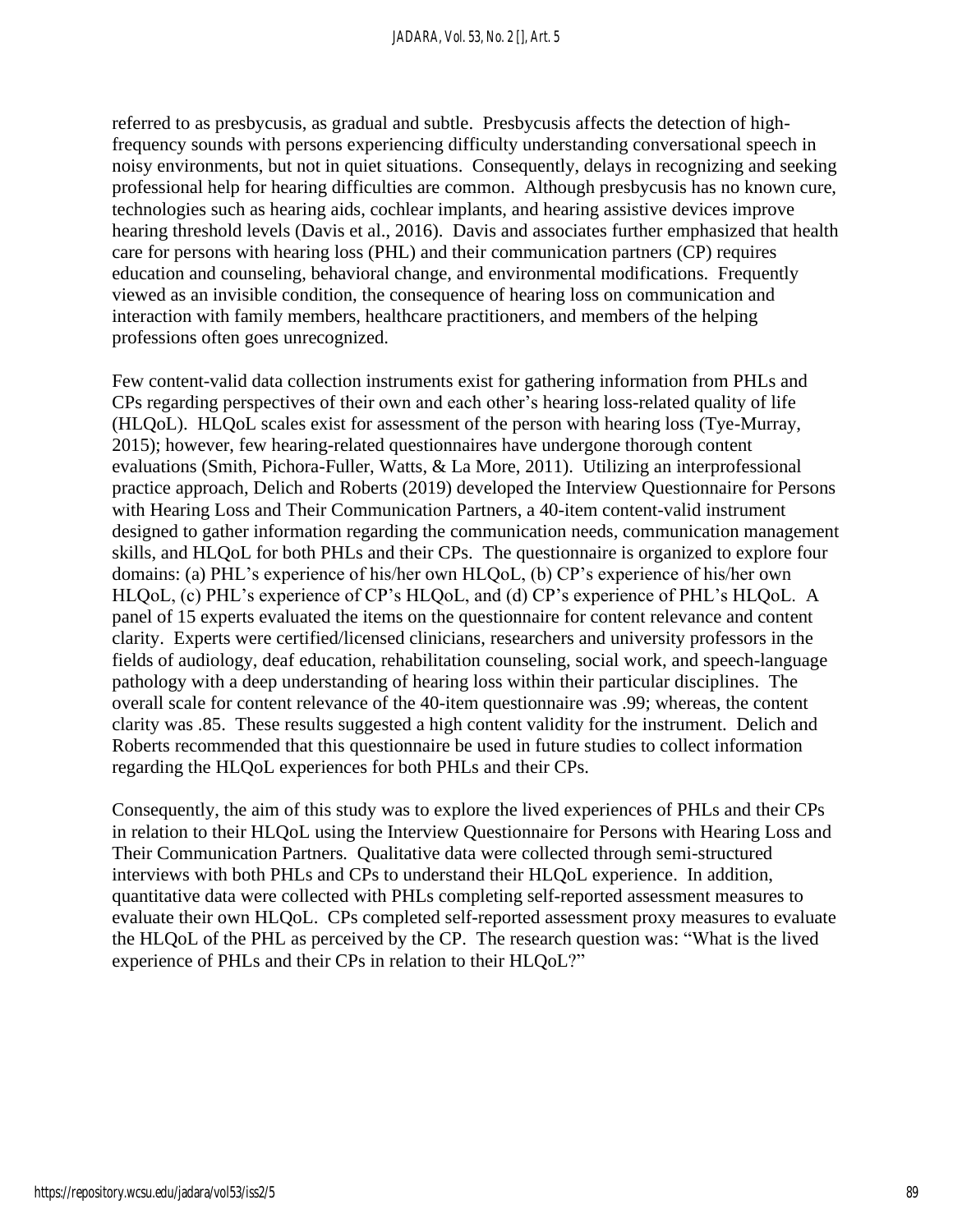referred to as presbycusis, as gradual and subtle. Presbycusis affects the detection of high-frequency sounds with persons experiencing difficulty understanding conversational speech in noisy environments, but not in quiet situations. Consequently, delays in recognizing and seeking professional help for hearing difficulties are common. Although presbycusis has no known cure, technologies such as hearing aids, cochlear implants, and hearing assistive devices improve hearing threshold levels (Davis et al., 2016). Davis and associates further emphasized that health care for persons with hearing loss (PHL) and their communication partners (CP) requires education and counseling, behavioral change, and environmental modifications. Frequently viewed as an invisible condition, the consequence of hearing loss on communication and interaction with family members, healthcare practitioners, and members of the helping professions often goes unrecognized.

Few content-valid data collection instruments exist for gathering information from PHLs and CPs regarding perspectives of their own and each other's hearing loss-related quality of life (HLQoL). HLQoL scales exist for assessment of the person with hearing loss (Tye-Murray, 2015); however, few hearing-related questionnaires have undergone thorough content evaluations (Smith, Pichora-Fuller, Watts, & La More, 2011). Utilizing an interprofessional practice approach, Delich and Roberts (2019) developed the Interview Questionnaire for Persons with Hearing Loss and Their Communication Partners, a 40-item content-valid instrument designed to gather information regarding the communication needs, communication management skills, and HLQoL for both PHLs and their CPs. The questionnaire is organized to explore four domains: (a) PHL's experience of his/her own HLQoL, (b) CP's experience of his/her own HLQoL, (c) PHL's experience of CP's HLQoL, and (d) CP's experience of PHL's HLQoL. A panel of 15 experts evaluated the items on the questionnaire for content relevance and content clarity. Experts were certified/licensed clinicians, researchers and university professors in the fields of audiology, deaf education, rehabilitation counseling, social work, and speech-language pathology with a deep understanding of hearing loss within their particular disciplines. The overall scale for content relevance of the 40-item questionnaire was .99; whereas, the content clarity was .85. These results suggested a high content validity for the instrument. Delich and Roberts recommended that this questionnaire be used in future studies to collect information regarding the HLQoL experiences for both PHLs and their CPs.

Consequently, the aim of this study was to explore the lived experiences of PHLs and their CPs in relation to their HLQoL using the Interview Questionnaire for Persons with Hearing Loss and Their Communication Partners. Qualitative data were collected through semi-structured interviews with both PHLs and CPs to understand their HLQoL experience. In addition, quantitative data were collected with PHLs completing self-reported assessment measures to evaluate their own HLQoL. CPs completed self-reported assessment proxy measures to evaluate the HLQoL of the PHL as perceived by the CP. The research question was: "What is the lived experience of PHLs and their CPs in relation to their HLQoL?"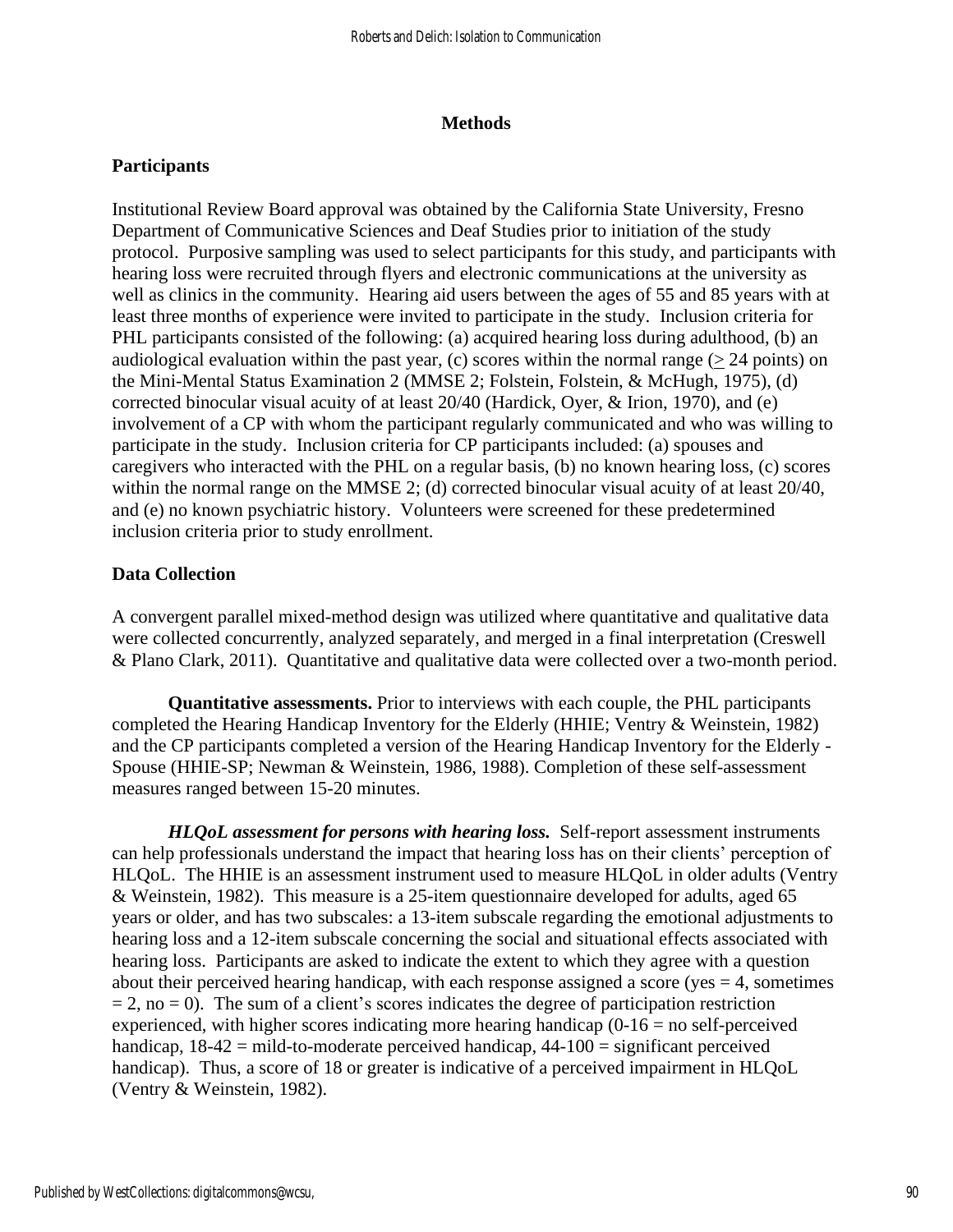## Methods

### Participants

Institutional Review Board approval was obtained by the California State University, Fresno Department of Communicative Sciences and Deaf Studies prior to initiation of the study protocol. Purposive sampling was used to select participants for this study, and participants with hearing loss were recruited through flyers and electronic communications at the university as well as clinics in the community. Hearing aid users between the ages of 55 and 85 years with at least three months of experience were invited to participate in the study. Inclusion criteria for PHL participants consisted of the following: (a) acquired hearing loss during adulthood, (b) an audiological evaluation within the past year, (c) scores within the normal range ($\geq$ 24 points) on the Mini-Mental Status Examination 2 (MMSE 2; Folstein, Folstein, & McHugh, 1975), (d) corrected binocular visual acuity of at least 20/40 (Hardick, Oyer, & Irion, 1970), and (e) involvement of a CP with whom the participant regularly communicated and who was willing to participate in the study. Inclusion criteria for CP participants included: (a) spouses and caregivers who interacted with the PHL on a regular basis, (b) no known hearing loss, (c) scores within the normal range on the MMSE 2; (d) corrected binocular visual acuity of at least 20/40, and (e) no known psychiatric history. Volunteers were screened for these predetermined inclusion criteria prior to study enrollment.

### Data Collection

A convergent parallel mixed-method design was utilized where quantitative and qualitative data were collected concurrently, analyzed separately, and merged in a final interpretation (Creswell & Plano Clark, 2011). Quantitative and qualitative data were collected over a two-month period.

**Quantitative assessments.** Prior to interviews with each couple, the PHL participants completed the Hearing Handicap Inventory for the Elderly (HHIE; Ventry & Weinstein, 1982) and the CP participants completed a version of the Hearing Handicap Inventory for the Elderly - Spouse (HHIE-SP; Newman & Weinstein, 1986, 1988). Completion of these self-assessment measures ranged between 15-20 minutes.

***HLQoL assessment for persons with hearing loss.*** Self-report assessment instruments can help professionals understand the impact that hearing loss has on their clients' perception of HLQoL. The HHIE is an assessment instrument used to measure HLQoL in older adults (Ventry & Weinstein, 1982). This measure is a 25-item questionnaire developed for adults, aged 65 years or older, and has two subscales: a 13-item subscale regarding the emotional adjustments to hearing loss and a 12-item subscale concerning the social and situational effects associated with hearing loss. Participants are asked to indicate the extent to which they agree with a question about their perceived hearing handicap, with each response assigned a score (yes = 4, sometimes = 2, no = 0). The sum of a client's scores indicates the degree of participation restriction experienced, with higher scores indicating more hearing handicap (0-16 = no self-perceived handicap, 18-42 = mild-to-moderate perceived handicap, 44-100 = significant perceived handicap). Thus, a score of 18 or greater is indicative of a perceived impairment in HLQoL (Ventry & Weinstein, 1982).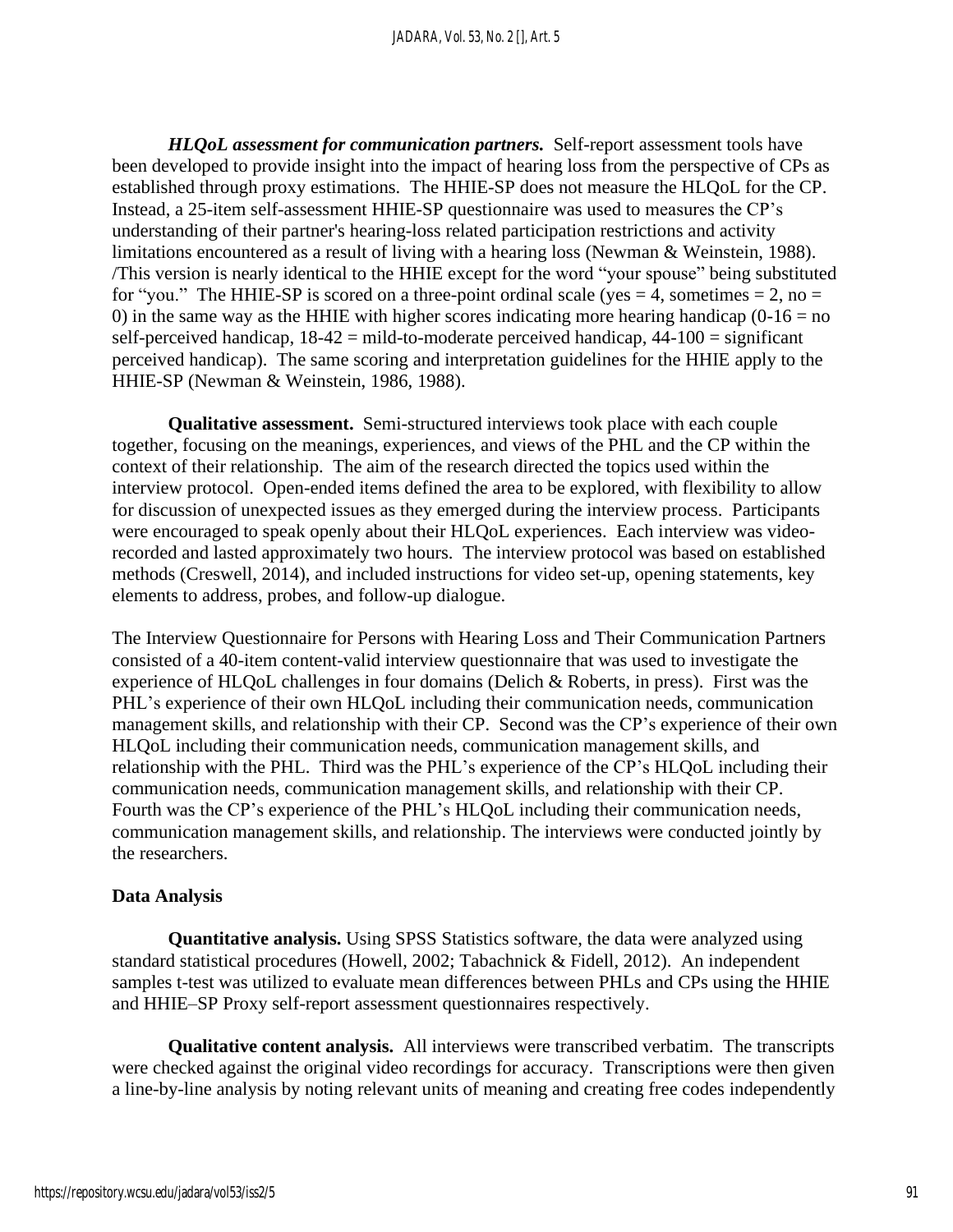***HLQoL assessment for communication partners.*** Self-report assessment tools have been developed to provide insight into the impact of hearing loss from the perspective of CPs as established through proxy estimations. The HHIE-SP does not measure the HLQoL for the CP. Instead, a 25-item self-assessment HHIE-SP questionnaire was used to measures the CP's understanding of their partner's hearing-loss related participation restrictions and activity limitations encountered as a result of living with a hearing loss (Newman & Weinstein, 1988). /This version is nearly identical to the HHIE except for the word "your spouse" being substituted for "you." The HHIE-SP is scored on a three-point ordinal scale (yes = 4, sometimes = 2, no = 0) in the same way as the HHIE with higher scores indicating more hearing handicap (0-16 = no self-perceived handicap, 18-42 = mild-to-moderate perceived handicap, 44-100 = significant perceived handicap). The same scoring and interpretation guidelines for the HHIE apply to the HHIE-SP (Newman & Weinstein, 1986, 1988).

**Qualitative assessment.** Semi-structured interviews took place with each couple together, focusing on the meanings, experiences, and views of the PHL and the CP within the context of their relationship. The aim of the research directed the topics used within the interview protocol. Open-ended items defined the area to be explored, with flexibility to allow for discussion of unexpected issues as they emerged during the interview process. Participants were encouraged to speak openly about their HLQoL experiences. Each interview was video-recorded and lasted approximately two hours. The interview protocol was based on established methods (Creswell, 2014), and included instructions for video set-up, opening statements, key elements to address, probes, and follow-up dialogue.

The Interview Questionnaire for Persons with Hearing Loss and Their Communication Partners consisted of a 40-item content-valid interview questionnaire that was used to investigate the experience of HLQoL challenges in four domains (Delich & Roberts, in press). First was the PHL's experience of their own HLQoL including their communication needs, communication management skills, and relationship with their CP. Second was the CP's experience of their own HLQoL including their communication needs, communication management skills, and relationship with the PHL. Third was the PHL's experience of the CP's HLQoL including their communication needs, communication management skills, and relationship with their CP. Fourth was the CP's experience of the PHL's HLQoL including their communication needs, communication management skills, and relationship. The interviews were conducted jointly by the researchers.

## Data Analysis

**Quantitative analysis.** Using SPSS Statistics software, the data were analyzed using standard statistical procedures (Howell, 2002; Tabachnick & Fidell, 2012). An independent samples t-test was utilized to evaluate mean differences between PHLs and CPs using the HHIE and HHIE–SP Proxy self-report assessment questionnaires respectively.

**Qualitative content analysis.** All interviews were transcribed verbatim. The transcripts were checked against the original video recordings for accuracy. Transcriptions were then given a line-by-line analysis by noting relevant units of meaning and creating free codes independently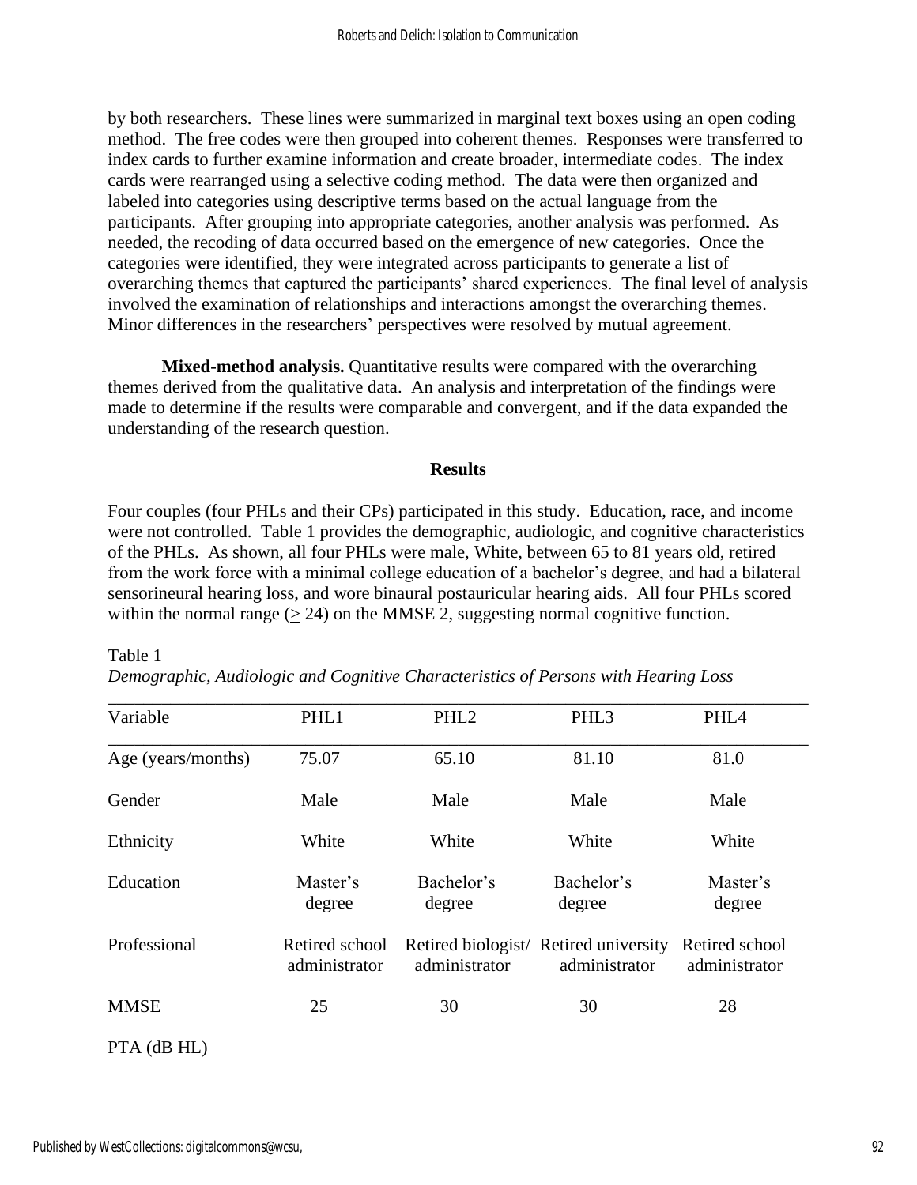by both researchers. These lines were summarized in marginal text boxes using an open coding method. The free codes were then grouped into coherent themes. Responses were transferred to index cards to further examine information and create broader, intermediate codes. The index cards were rearranged using a selective coding method. The data were then organized and labeled into categories using descriptive terms based on the actual language from the participants. After grouping into appropriate categories, another analysis was performed. As needed, the recoding of data occurred based on the emergence of new categories. Once the categories were identified, they were integrated across participants to generate a list of overarching themes that captured the participants' shared experiences. The final level of analysis involved the examination of relationships and interactions amongst the overarching themes. Minor differences in the researchers' perspectives were resolved by mutual agreement.

**Mixed-method analysis.** Quantitative results were compared with the overarching themes derived from the qualitative data. An analysis and interpretation of the findings were made to determine if the results were comparable and convergent, and if the data expanded the understanding of the research question.

## Results

Four couples (four PHLs and their CPs) participated in this study. Education, race, and income were not controlled. Table 1 provides the demographic, audiologic, and cognitive characteristics of the PHLs. As shown, all four PHLs were male, White, between 65 to 81 years old, retired from the work force with a minimal college education of a bachelor's degree, and had a bilateral sensorineural hearing loss, and wore binaural postauricular hearing aids. All four PHLs scored within the normal range ($\geq$ 24) on the MMSE 2, suggesting normal cognitive function.

Table 1

*Demographic, Audiologic and Cognitive Characteristics of Persons with Hearing Loss*

| Variable | PHL1 | PHL2 | PHL3 | PHL4 |
|---|---|---|---|---|
| Age (years/months) | 75.07 | 65.10 | 81.10 | 81.0 |
| Gender | Male | Male | Male | Male |
| Ethnicity | White | White | White | White |
| Education | Master's degree | Bachelor's degree | Bachelor's degree | Master's degree |
| Professional | Retired school administrator | Retired biologist/ administrator | Retired university administrator | Retired school administrator |
| MMSE | 25 | 30 | 30 | 28 |
| PTA (dB HL) | | | | |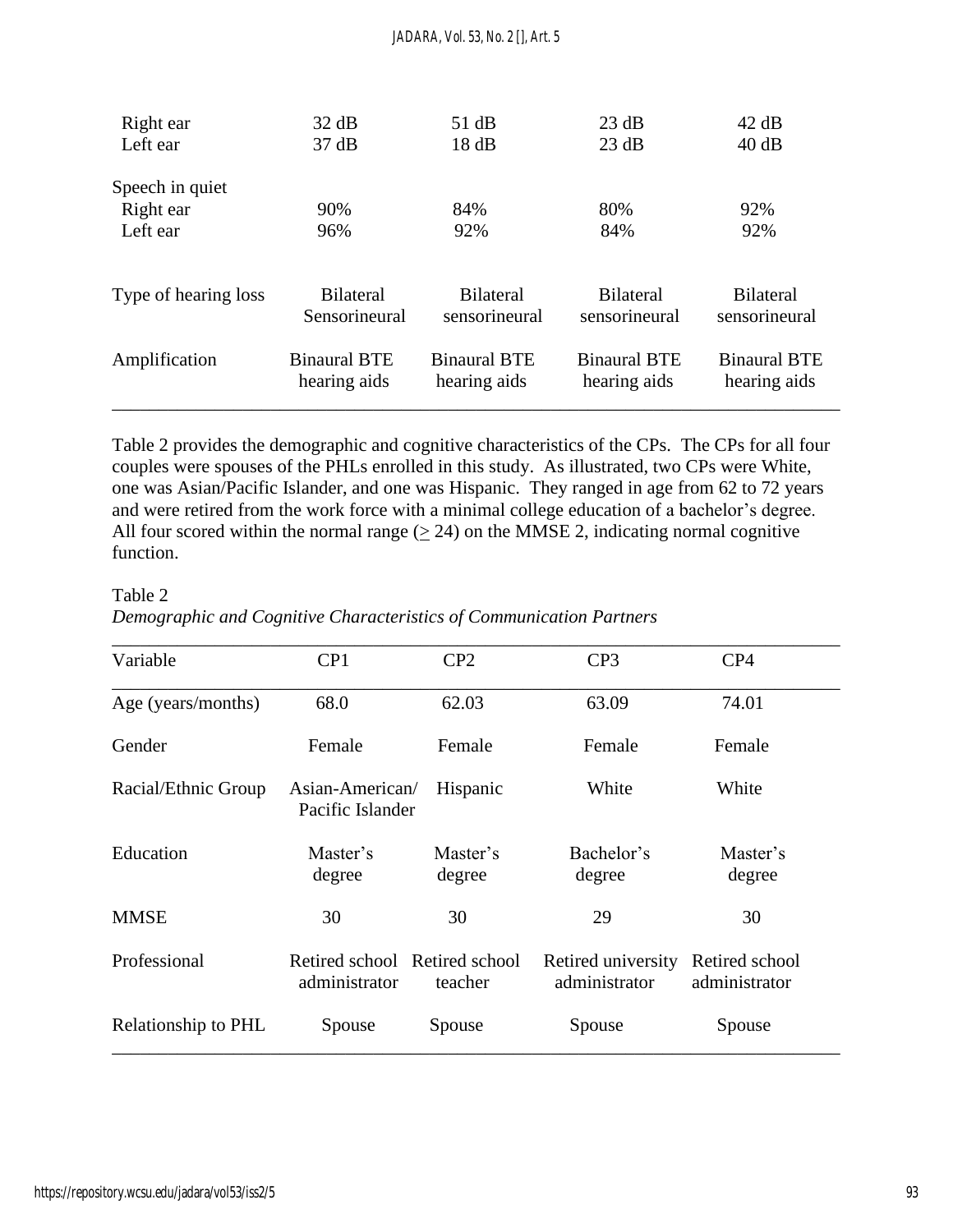| | | | | |
|---|---|---|---|---|
| Right ear | 32 dB | 51 dB | 23 dB | 42 dB |
| Left ear | 37 dB | 18 dB | 23 dB | 40 dB |
| Speech in quiet | | | | |
| Right ear | 90% | 84% | 80% | 92% |
| Left ear | 96% | 92% | 84% | 92% |
| Type of hearing loss | Bilateral Sensorineural | Bilateral sensorineural | Bilateral sensorineural | Bilateral sensorineural |
| Amplification | Binaural BTE hearing aids | Binaural BTE hearing aids | Binaural BTE hearing aids | Binaural BTE hearing aids |

Table 2 provides the demographic and cognitive characteristics of the CPs. The CPs for all four couples were spouses of the PHLs enrolled in this study. As illustrated, two CPs were White, one was Asian/Pacific Islander, and one was Hispanic. They ranged in age from 62 to 72 years and were retired from the work force with a minimal college education of a bachelor's degree. All four scored within the normal range ($\geq$ 24) on the MMSE 2, indicating normal cognitive function.

Table 2
*Demographic and Cognitive Characteristics of Communication Partners*

| Variable | CP1 | CP2 | CP3 | CP4 |
|---|---|---|---|---|
| Age (years/months) | 68.0 | 62.03 | 63.09 | 74.01 |
| Gender | Female | Female | Female | Female |
| Racial/Ethnic Group | Asian-American/ Pacific Islander | Hispanic | White | White |
| Education | Master's degree | Master's degree | Bachelor's degree | Master's degree |
| MMSE | 30 | 30 | 29 | 30 |
| Professional | Retired school administrator | Retired school teacher | Retired university administrator | Retired school administrator |
| Relationship to PHL | Spouse | Spouse | Spouse | Spouse |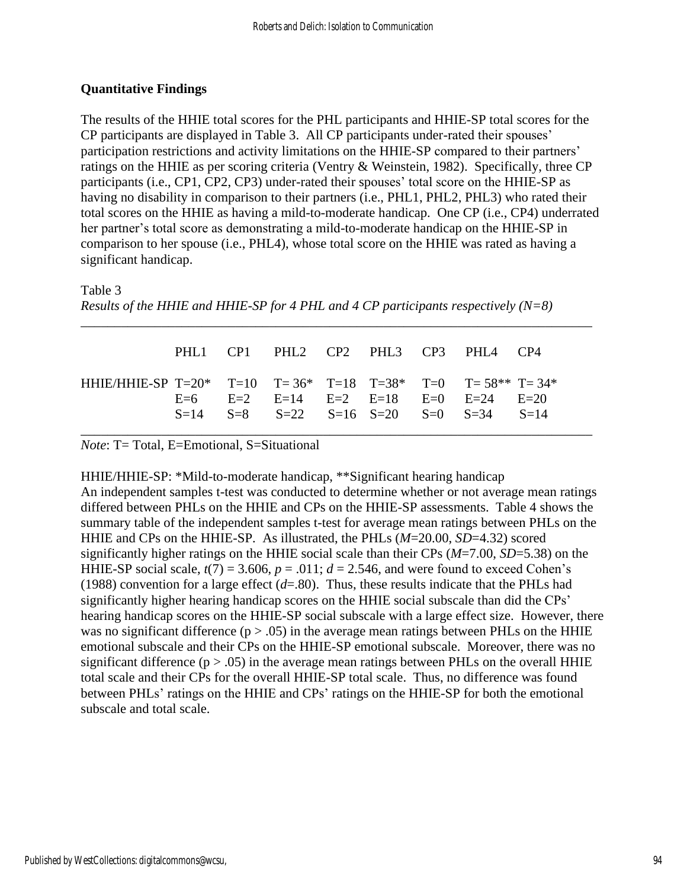### Quantitative Findings

The results of the HHIE total scores for the PHL participants and HHIE-SP total scores for the CP participants are displayed in Table 3. All CP participants under-rated their spouses' participation restrictions and activity limitations on the HHIE-SP compared to their partners' ratings on the HHIE as per scoring criteria (Ventry & Weinstein, 1982). Specifically, three CP participants (i.e., CP1, CP2, CP3) under-rated their spouses' total score on the HHIE-SP as having no disability in comparison to their partners (i.e., PHL1, PHL2, PHL3) who rated their total scores on the HHIE as having a mild-to-moderate handicap. One CP (i.e., CP4) underrated her partner's total score as demonstrating a mild-to-moderate handicap on the HHIE-SP in comparison to her spouse (i.e., PHL4), whose total score on the HHIE was rated as having a significant handicap.

Table 3
*Results of the HHIE and HHIE-SP for 4 PHL and 4 CP participants respectively (N=8)*

| | PHL1 | CP1 | PHL2 | CP2 | PHL3 | CP3 | PHL4 | CP4 |
|---|---|---|---|---|---|---|---|---|
| HHIE/HHIE-SP | T=20* | T=10 | T= 36* | T=18 | T=38* | T=0 | T= 58** | T= 34* |
| | E=6 | E=2 | E=14 | E=2 | E=18 | E=0 | E=24 | E=20 |
| | S=14 | S=8 | S=22 | S=16 | S=20 | S=0 | S=34 | S=14 |

*Note*: T= Total, E=Emotional, S=Situational

HHIE/HHIE-SP: *Mild-to-moderate handicap, **Significant hearing handicap

An independent samples t-test was conducted to determine whether or not average mean ratings differed between PHLs on the HHIE and CPs on the HHIE-SP assessments. Table 4 shows the summary table of the independent samples t-test for average mean ratings between PHLs on the HHIE and CPs on the HHIE-SP. As illustrated, the PHLs ($M$=20.00, $SD$=4.32) scored significantly higher ratings on the HHIE social scale than their CPs ($M$=7.00, $SD$=5.38) on the HHIE-SP social scale, $t(7) = 3.606$, $p = .011$; $d = 2.546$, and were found to exceed Cohen's (1988) convention for a large effect ($d$=.80). Thus, these results indicate that the PHLs had significantly higher hearing handicap scores on the HHIE social subscale than did the CPs' hearing handicap scores on the HHIE-SP social subscale with a large effect size. However, there was no significant difference ($p > .05$) in the average mean ratings between PHLs on the HHIE emotional subscale and their CPs on the HHIE-SP emotional subscale. Moreover, there was no significant difference ($p > .05$) in the average mean ratings between PHLs on the overall HHIE total scale and their CPs for the overall HHIE-SP total scale. Thus, no difference was found between PHLs' ratings on the HHIE and CPs' ratings on the HHIE-SP for both the emotional subscale and total scale.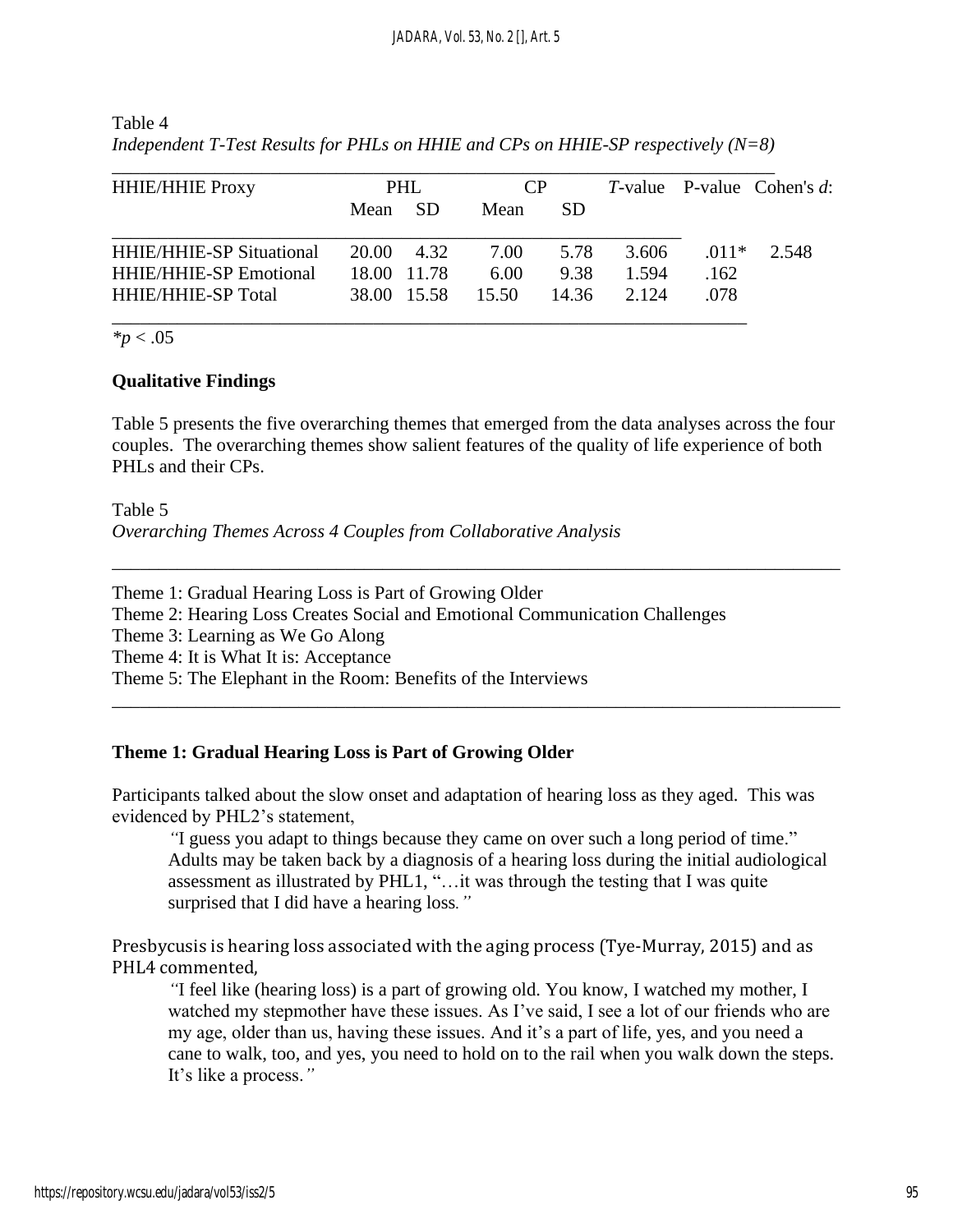Table 4
*Independent T-Test Results for PHLs on HHIE and CPs on HHIE-SP respectively (N=8)*

| HHIE/HHIE Proxy | PHL | | CP | | *T*-value | P-value | Cohen's *d*: |
|---|---|---|---|---|---|---|---|
| | Mean | SD | Mean | SD | | | |
| HHIE/HHIE-SP Situational | 20.00 | 4.32 | 7.00 | 5.78 | 3.606 | .011* | 2.548 |
| HHIE/HHIE-SP Emotional | 18.00 | 11.78 | 6.00 | 9.38 | 1.594 | .162 | |
| HHIE/HHIE-SP Total | 38.00 | 15.58 | 15.50 | 14.36 | 2.124 | .078 | |

*$p < .05$

**Qualitative Findings**

Table 5 presents the five overarching themes that emerged from the data analyses across the four couples. The overarching themes show salient features of the quality of life experience of both PHLs and their CPs.

Table 5
*Overarching Themes Across 4 Couples from Collaborative Analysis*

Theme 1: Gradual Hearing Loss is Part of Growing Older
Theme 2: Hearing Loss Creates Social and Emotional Communication Challenges
Theme 3: Learning as We Go Along
Theme 4: It is What It is: Acceptance
Theme 5: The Elephant in the Room: Benefits of the Interviews

**Theme 1: Gradual Hearing Loss is Part of Growing Older**

Participants talked about the slow onset and adaptation of hearing loss as they aged. This was evidenced by PHL2's statement,

> *"*I guess you adapt to things because they came on over such a long period of time." Adults may be taken back by a diagnosis of a hearing loss during the initial audiological assessment as illustrated by PHL1, "…it was through the testing that I was quite surprised that I did have a hearing loss*."*

Presbycusis is hearing loss associated with the aging process (Tye-Murray, 2015) and as PHL4 commented,

> *"*I feel like (hearing loss) is a part of growing old. You know, I watched my mother, I watched my stepmother have these issues. As I've said, I see a lot of our friends who are my age, older than us, having these issues. And it's a part of life, yes, and you need a cane to walk, too, and yes, you need to hold on to the rail when you walk down the steps. It's like a process.*"*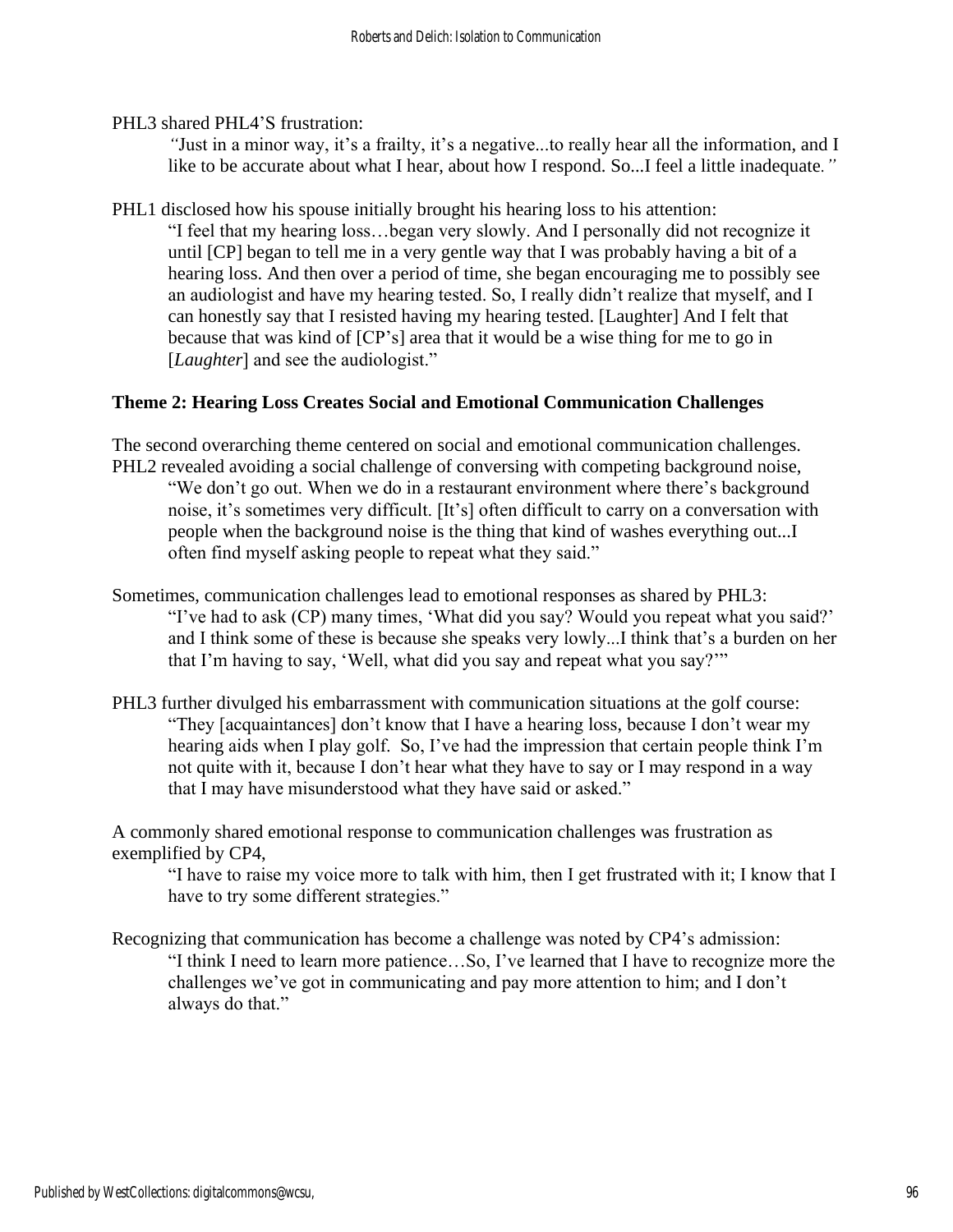PHL3 shared PHL4'S frustration:

> *"*Just in a minor way, it's a frailty, it's a negative...to really hear all the information, and I like to be accurate about what I hear, about how I respond. So...I feel a little inadequate*."*

PHL1 disclosed how his spouse initially brought his hearing loss to his attention:

> "I feel that my hearing loss…began very slowly. And I personally did not recognize it until [CP] began to tell me in a very gentle way that I was probably having a bit of a hearing loss. And then over a period of time, she began encouraging me to possibly see an audiologist and have my hearing tested. So, I really didn't realize that myself, and I can honestly say that I resisted having my hearing tested. [Laughter] And I felt that because that was kind of [CP's] area that it would be a wise thing for me to go in [*Laughter*] and see the audiologist."

### Theme 2: Hearing Loss Creates Social and Emotional Communication Challenges

The second overarching theme centered on social and emotional communication challenges. PHL2 revealed avoiding a social challenge of conversing with competing background noise,

> "We don't go out. When we do in a restaurant environment where there's background noise, it's sometimes very difficult. [It's] often difficult to carry on a conversation with people when the background noise is the thing that kind of washes everything out...I often find myself asking people to repeat what they said."

Sometimes, communication challenges lead to emotional responses as shared by PHL3:

> "I've had to ask (CP) many times, 'What did you say? Would you repeat what you said?' and I think some of these is because she speaks very lowly...I think that's a burden on her that I'm having to say, 'Well, what did you say and repeat what you say?'"

PHL3 further divulged his embarrassment with communication situations at the golf course:

> "They [acquaintances] don't know that I have a hearing loss, because I don't wear my hearing aids when I play golf. So, I've had the impression that certain people think I'm not quite with it, because I don't hear what they have to say or I may respond in a way that I may have misunderstood what they have said or asked."

A commonly shared emotional response to communication challenges was frustration as exemplified by CP4,

> "I have to raise my voice more to talk with him, then I get frustrated with it; I know that I have to try some different strategies."

Recognizing that communication has become a challenge was noted by CP4's admission:

> "I think I need to learn more patience…So, I've learned that I have to recognize more the challenges we've got in communicating and pay more attention to him; and I don't always do that."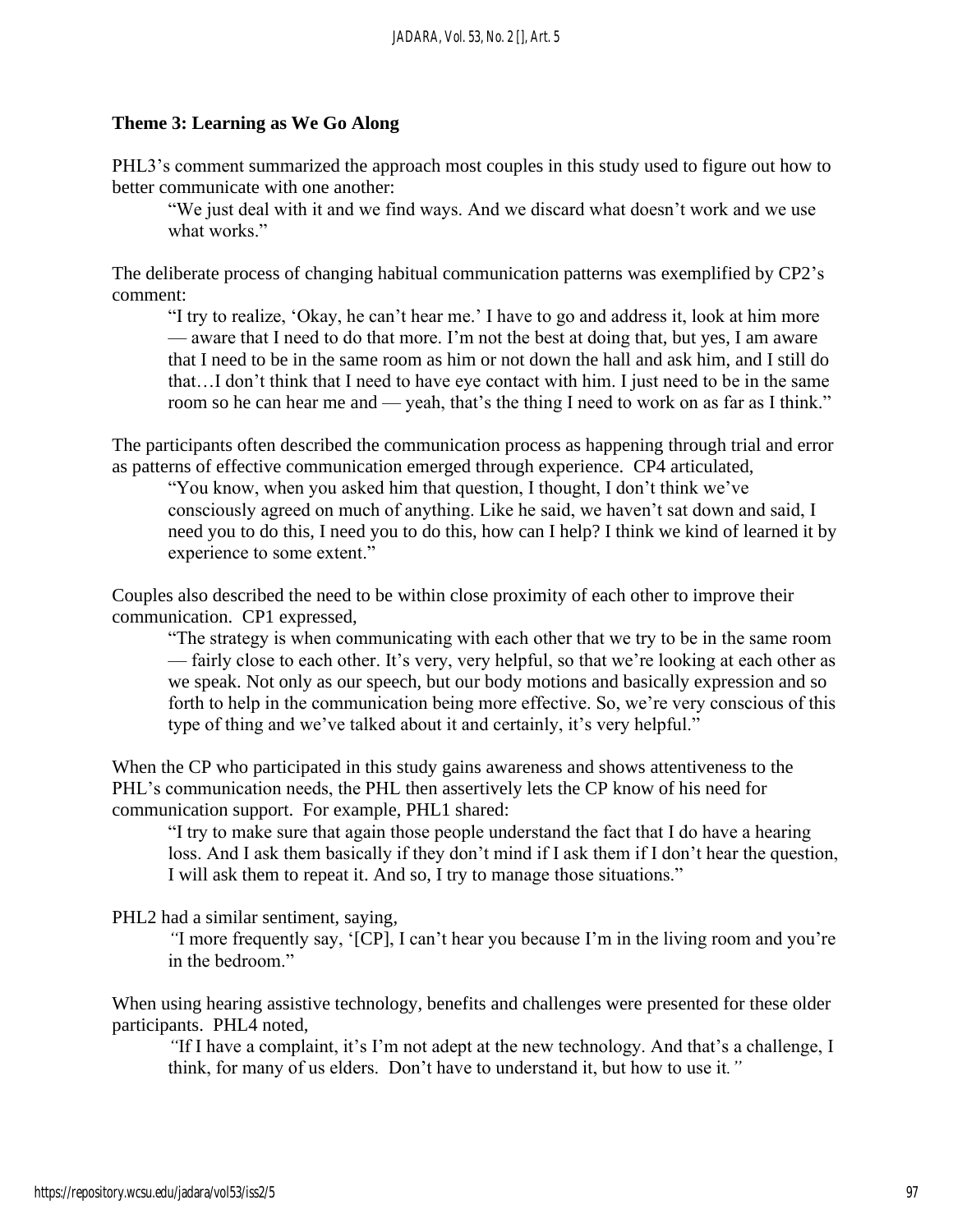**Theme 3: Learning as We Go Along**

PHL3's comment summarized the approach most couples in this study used to figure out how to better communicate with one another:

> "We just deal with it and we find ways. And we discard what doesn't work and we use what works."

The deliberate process of changing habitual communication patterns was exemplified by CP2's comment:

> "I try to realize, 'Okay, he can't hear me.' I have to go and address it, look at him more — aware that I need to do that more. I'm not the best at doing that, but yes, I am aware that I need to be in the same room as him or not down the hall and ask him, and I still do that…I don't think that I need to have eye contact with him. I just need to be in the same room so he can hear me and — yeah, that's the thing I need to work on as far as I think."

The participants often described the communication process as happening through trial and error as patterns of effective communication emerged through experience. CP4 articulated,

> "You know, when you asked him that question, I thought, I don't think we've consciously agreed on much of anything. Like he said, we haven't sat down and said, I need you to do this, I need you to do this, how can I help? I think we kind of learned it by experience to some extent."

Couples also described the need to be within close proximity of each other to improve their communication. CP1 expressed,

> "The strategy is when communicating with each other that we try to be in the same room — fairly close to each other. It's very, very helpful, so that we're looking at each other as we speak. Not only as our speech, but our body motions and basically expression and so forth to help in the communication being more effective. So, we're very conscious of this type of thing and we've talked about it and certainly, it's very helpful."

When the CP who participated in this study gains awareness and shows attentiveness to the PHL's communication needs, the PHL then assertively lets the CP know of his need for communication support. For example, PHL1 shared:

> "I try to make sure that again those people understand the fact that I do have a hearing loss. And I ask them basically if they don't mind if I ask them if I don't hear the question, I will ask them to repeat it. And so, I try to manage those situations."

PHL2 had a similar sentiment, saying,

> "I more frequently say, '[CP], I can't hear you because I'm in the living room and you're in the bedroom."

When using hearing assistive technology, benefits and challenges were presented for these older participants. PHL4 noted,

> "If I have a complaint, it's I'm not adept at the new technology. And that's a challenge, I think, for many of us elders. Don't have to understand it, but how to use it."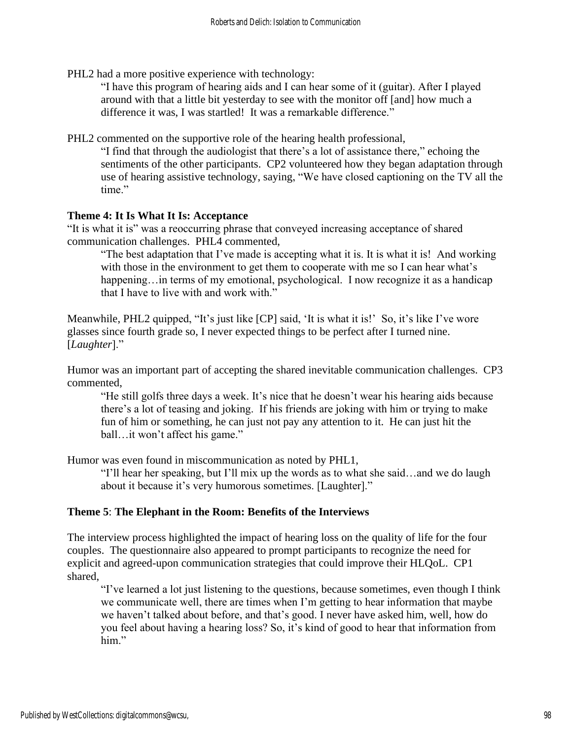PHL2 had a more positive experience with technology:

> "I have this program of hearing aids and I can hear some of it (guitar). After I played around with that a little bit yesterday to see with the monitor off [and] how much a difference it was, I was startled! It was a remarkable difference."

PHL2 commented on the supportive role of the hearing health professional,

> "I find that through the audiologist that there's a lot of assistance there," echoing the sentiments of the other participants. CP2 volunteered how they began adaptation through use of hearing assistive technology, saying, "We have closed captioning on the TV all the time."

### Theme 4: It Is What It Is: Acceptance

"It is what it is" was a reoccurring phrase that conveyed increasing acceptance of shared communication challenges. PHL4 commented,

> "The best adaptation that I've made is accepting what it is. It is what it is! And working with those in the environment to get them to cooperate with me so I can hear what's happening…in terms of my emotional, psychological. I now recognize it as a handicap that I have to live with and work with."

Meanwhile, PHL2 quipped, "It's just like [CP] said, 'It is what it is!' So, it's like I've wore glasses since fourth grade so, I never expected things to be perfect after I turned nine. [*Laughter*]."

Humor was an important part of accepting the shared inevitable communication challenges. CP3 commented,

> "He still golfs three days a week. It's nice that he doesn't wear his hearing aids because there's a lot of teasing and joking. If his friends are joking with him or trying to make fun of him or something, he can just not pay any attention to it. He can just hit the ball…it won't affect his game."

Humor was even found in miscommunication as noted by PHL1,

> "I'll hear her speaking, but I'll mix up the words as to what she said…and we do laugh about it because it's very humorous sometimes. [Laughter]."

### Theme 5: The Elephant in the Room: Benefits of the Interviews

The interview process highlighted the impact of hearing loss on the quality of life for the four couples. The questionnaire also appeared to prompt participants to recognize the need for explicit and agreed-upon communication strategies that could improve their HLQoL. CP1 shared,

> "I've learned a lot just listening to the questions, because sometimes, even though I think we communicate well, there are times when I'm getting to hear information that maybe we haven't talked about before, and that's good. I never have asked him, well, how do you feel about having a hearing loss? So, it's kind of good to hear that information from him."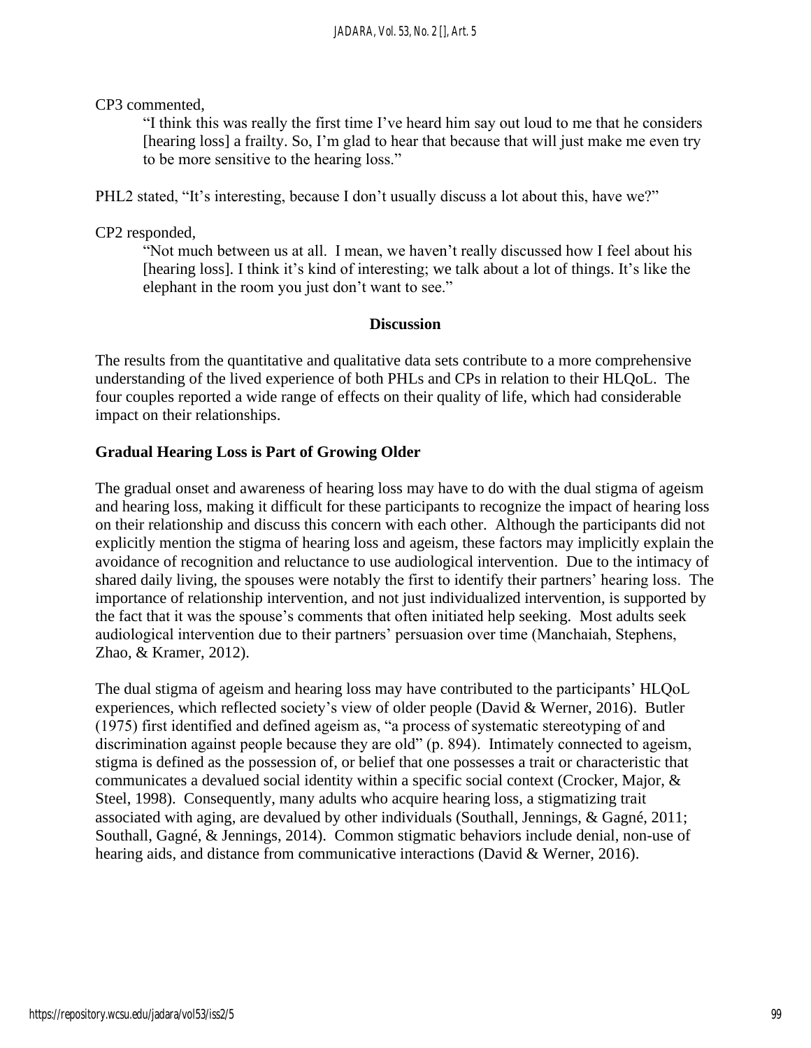CP3 commented,

> "I think this was really the first time I've heard him say out loud to me that he considers [hearing loss] a frailty. So, I'm glad to hear that because that will just make me even try to be more sensitive to the hearing loss."

PHL2 stated, "It's interesting, because I don't usually discuss a lot about this, have we?"

CP2 responded,

> "Not much between us at all. I mean, we haven't really discussed how I feel about his [hearing loss]. I think it's kind of interesting; we talk about a lot of things. It's like the elephant in the room you just don't want to see."

## Discussion

The results from the quantitative and qualitative data sets contribute to a more comprehensive understanding of the lived experience of both PHLs and CPs in relation to their HLQoL. The four couples reported a wide range of effects on their quality of life, which had considerable impact on their relationships.

### Gradual Hearing Loss is Part of Growing Older

The gradual onset and awareness of hearing loss may have to do with the dual stigma of ageism and hearing loss, making it difficult for these participants to recognize the impact of hearing loss on their relationship and discuss this concern with each other. Although the participants did not explicitly mention the stigma of hearing loss and ageism, these factors may implicitly explain the avoidance of recognition and reluctance to use audiological intervention. Due to the intimacy of shared daily living, the spouses were notably the first to identify their partners' hearing loss. The importance of relationship intervention, and not just individualized intervention, is supported by the fact that it was the spouse's comments that often initiated help seeking. Most adults seek audiological intervention due to their partners' persuasion over time (Manchaiah, Stephens, Zhao, & Kramer, 2012).

The dual stigma of ageism and hearing loss may have contributed to the participants' HLQoL experiences, which reflected society's view of older people (David & Werner, 2016). Butler (1975) first identified and defined ageism as, "a process of systematic stereotyping of and discrimination against people because they are old" (p. 894). Intimately connected to ageism, stigma is defined as the possession of, or belief that one possesses a trait or characteristic that communicates a devalued social identity within a specific social context (Crocker, Major, & Steel, 1998). Consequently, many adults who acquire hearing loss, a stigmatizing trait associated with aging, are devalued by other individuals (Southall, Jennings, & Gagné, 2011; Southall, Gagné, & Jennings, 2014). Common stigmatic behaviors include denial, non-use of hearing aids, and distance from communicative interactions (David & Werner, 2016).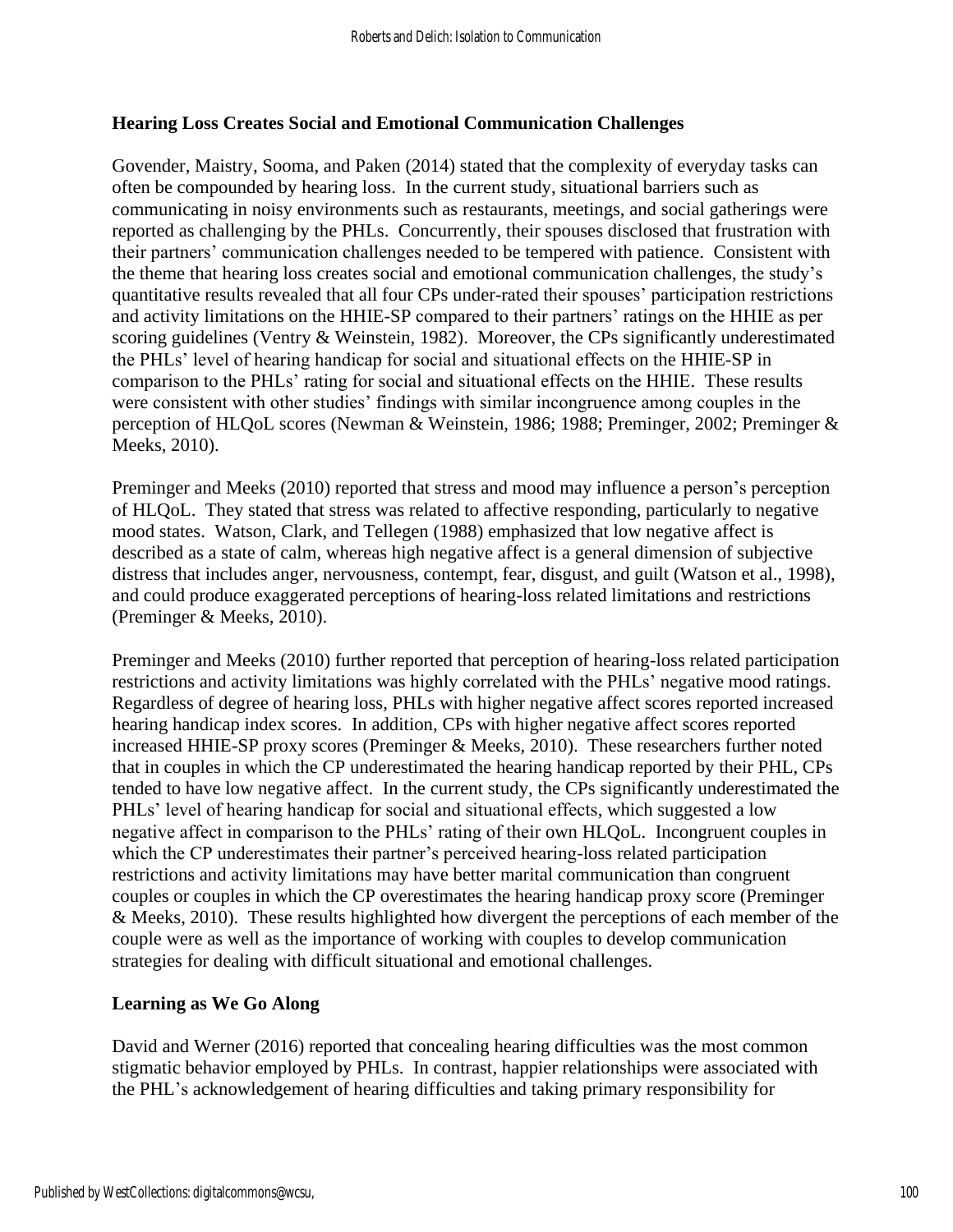## Hearing Loss Creates Social and Emotional Communication Challenges

Govender, Maistry, Sooma, and Paken (2014) stated that the complexity of everyday tasks can often be compounded by hearing loss. In the current study, situational barriers such as communicating in noisy environments such as restaurants, meetings, and social gatherings were reported as challenging by the PHLs. Concurrently, their spouses disclosed that frustration with their partners' communication challenges needed to be tempered with patience. Consistent with the theme that hearing loss creates social and emotional communication challenges, the study's quantitative results revealed that all four CPs under-rated their spouses' participation restrictions and activity limitations on the HHIE-SP compared to their partners' ratings on the HHIE as per scoring guidelines (Ventry & Weinstein, 1982). Moreover, the CPs significantly underestimated the PHLs' level of hearing handicap for social and situational effects on the HHIE-SP in comparison to the PHLs' rating for social and situational effects on the HHIE. These results were consistent with other studies' findings with similar incongruence among couples in the perception of HLQoL scores (Newman & Weinstein, 1986; 1988; Preminger, 2002; Preminger & Meeks, 2010).

Preminger and Meeks (2010) reported that stress and mood may influence a person's perception of HLQoL. They stated that stress was related to affective responding, particularly to negative mood states. Watson, Clark, and Tellegen (1988) emphasized that low negative affect is described as a state of calm, whereas high negative affect is a general dimension of subjective distress that includes anger, nervousness, contempt, fear, disgust, and guilt (Watson et al., 1998), and could produce exaggerated perceptions of hearing-loss related limitations and restrictions (Preminger & Meeks, 2010).

Preminger and Meeks (2010) further reported that perception of hearing-loss related participation restrictions and activity limitations was highly correlated with the PHLs' negative mood ratings. Regardless of degree of hearing loss, PHLs with higher negative affect scores reported increased hearing handicap index scores. In addition, CPs with higher negative affect scores reported increased HHIE-SP proxy scores (Preminger & Meeks, 2010). These researchers further noted that in couples in which the CP underestimated the hearing handicap reported by their PHL, CPs tended to have low negative affect. In the current study, the CPs significantly underestimated the PHLs' level of hearing handicap for social and situational effects, which suggested a low negative affect in comparison to the PHLs' rating of their own HLQoL. Incongruent couples in which the CP underestimates their partner's perceived hearing-loss related participation restrictions and activity limitations may have better marital communication than congruent couples or couples in which the CP overestimates the hearing handicap proxy score (Preminger & Meeks, 2010). These results highlighted how divergent the perceptions of each member of the couple were as well as the importance of working with couples to develop communication strategies for dealing with difficult situational and emotional challenges.

## Learning as We Go Along

David and Werner (2016) reported that concealing hearing difficulties was the most common stigmatic behavior employed by PHLs. In contrast, happier relationships were associated with the PHL's acknowledgement of hearing difficulties and taking primary responsibility for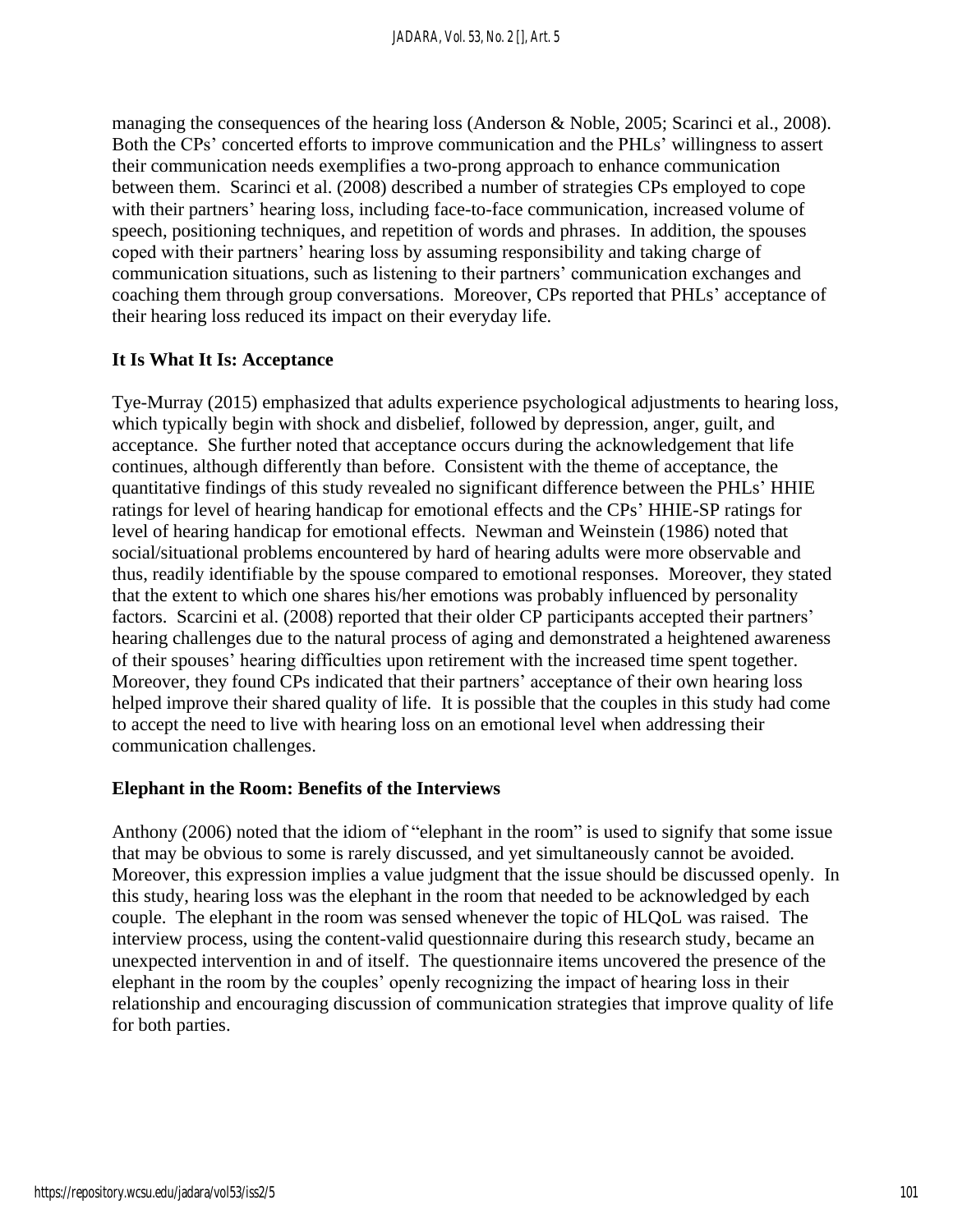managing the consequences of the hearing loss (Anderson & Noble, 2005; Scarinci et al., 2008). Both the CPs' concerted efforts to improve communication and the PHLs' willingness to assert their communication needs exemplifies a two-prong approach to enhance communication between them. Scarinci et al. (2008) described a number of strategies CPs employed to cope with their partners' hearing loss, including face-to-face communication, increased volume of speech, positioning techniques, and repetition of words and phrases. In addition, the spouses coped with their partners' hearing loss by assuming responsibility and taking charge of communication situations, such as listening to their partners' communication exchanges and coaching them through group conversations. Moreover, CPs reported that PHLs' acceptance of their hearing loss reduced its impact on their everyday life.

## It Is What It Is: Acceptance

Tye-Murray (2015) emphasized that adults experience psychological adjustments to hearing loss, which typically begin with shock and disbelief, followed by depression, anger, guilt, and acceptance. She further noted that acceptance occurs during the acknowledgement that life continues, although differently than before. Consistent with the theme of acceptance, the quantitative findings of this study revealed no significant difference between the PHLs' HHIE ratings for level of hearing handicap for emotional effects and the CPs' HHIE-SP ratings for level of hearing handicap for emotional effects. Newman and Weinstein (1986) noted that social/situational problems encountered by hard of hearing adults were more observable and thus, readily identifiable by the spouse compared to emotional responses. Moreover, they stated that the extent to which one shares his/her emotions was probably influenced by personality factors. Scarcini et al. (2008) reported that their older CP participants accepted their partners' hearing challenges due to the natural process of aging and demonstrated a heightened awareness of their spouses' hearing difficulties upon retirement with the increased time spent together. Moreover, they found CPs indicated that their partners' acceptance of their own hearing loss helped improve their shared quality of life. It is possible that the couples in this study had come to accept the need to live with hearing loss on an emotional level when addressing their communication challenges.

## Elephant in the Room: Benefits of the Interviews

Anthony (2006) noted that the idiom of "elephant in the room" is used to signify that some issue that may be obvious to some is rarely discussed, and yet simultaneously cannot be avoided. Moreover, this expression implies a value judgment that the issue should be discussed openly. In this study, hearing loss was the elephant in the room that needed to be acknowledged by each couple. The elephant in the room was sensed whenever the topic of HLQoL was raised. The interview process, using the content-valid questionnaire during this research study, became an unexpected intervention in and of itself. The questionnaire items uncovered the presence of the elephant in the room by the couples' openly recognizing the impact of hearing loss in their relationship and encouraging discussion of communication strategies that improve quality of life for both parties.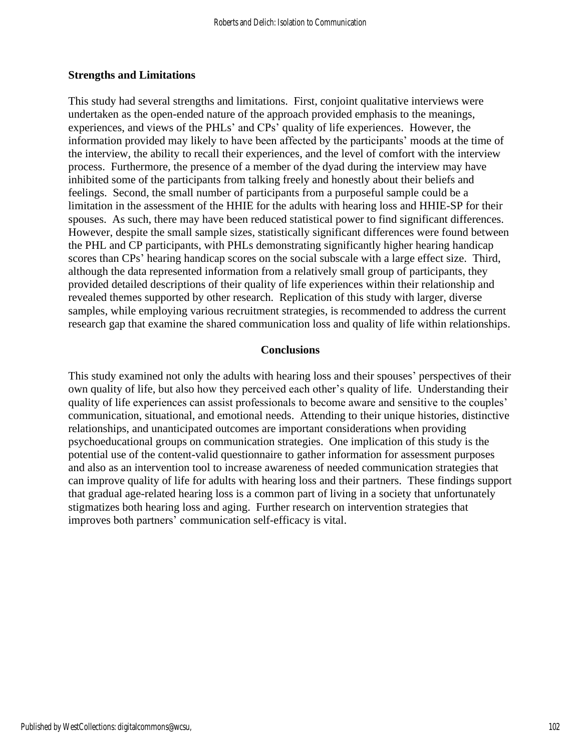### Strengths and Limitations

This study had several strengths and limitations. First, conjoint qualitative interviews were undertaken as the open-ended nature of the approach provided emphasis to the meanings, experiences, and views of the PHLs' and CPs' quality of life experiences. However, the information provided may likely to have been affected by the participants' moods at the time of the interview, the ability to recall their experiences, and the level of comfort with the interview process. Furthermore, the presence of a member of the dyad during the interview may have inhibited some of the participants from talking freely and honestly about their beliefs and feelings. Second, the small number of participants from a purposeful sample could be a limitation in the assessment of the HHIE for the adults with hearing loss and HHIE-SP for their spouses. As such, there may have been reduced statistical power to find significant differences. However, despite the small sample sizes, statistically significant differences were found between the PHL and CP participants, with PHLs demonstrating significantly higher hearing handicap scores than CPs' hearing handicap scores on the social subscale with a large effect size. Third, although the data represented information from a relatively small group of participants, they provided detailed descriptions of their quality of life experiences within their relationship and revealed themes supported by other research. Replication of this study with larger, diverse samples, while employing various recruitment strategies, is recommended to address the current research gap that examine the shared communication loss and quality of life within relationships.

## Conclusions

This study examined not only the adults with hearing loss and their spouses' perspectives of their own quality of life, but also how they perceived each other's quality of life. Understanding their quality of life experiences can assist professionals to become aware and sensitive to the couples' communication, situational, and emotional needs. Attending to their unique histories, distinctive relationships, and unanticipated outcomes are important considerations when providing psychoeducational groups on communication strategies. One implication of this study is the potential use of the content-valid questionnaire to gather information for assessment purposes and also as an intervention tool to increase awareness of needed communication strategies that can improve quality of life for adults with hearing loss and their partners. These findings support that gradual age-related hearing loss is a common part of living in a society that unfortunately stigmatizes both hearing loss and aging. Further research on intervention strategies that improves both partners' communication self-efficacy is vital.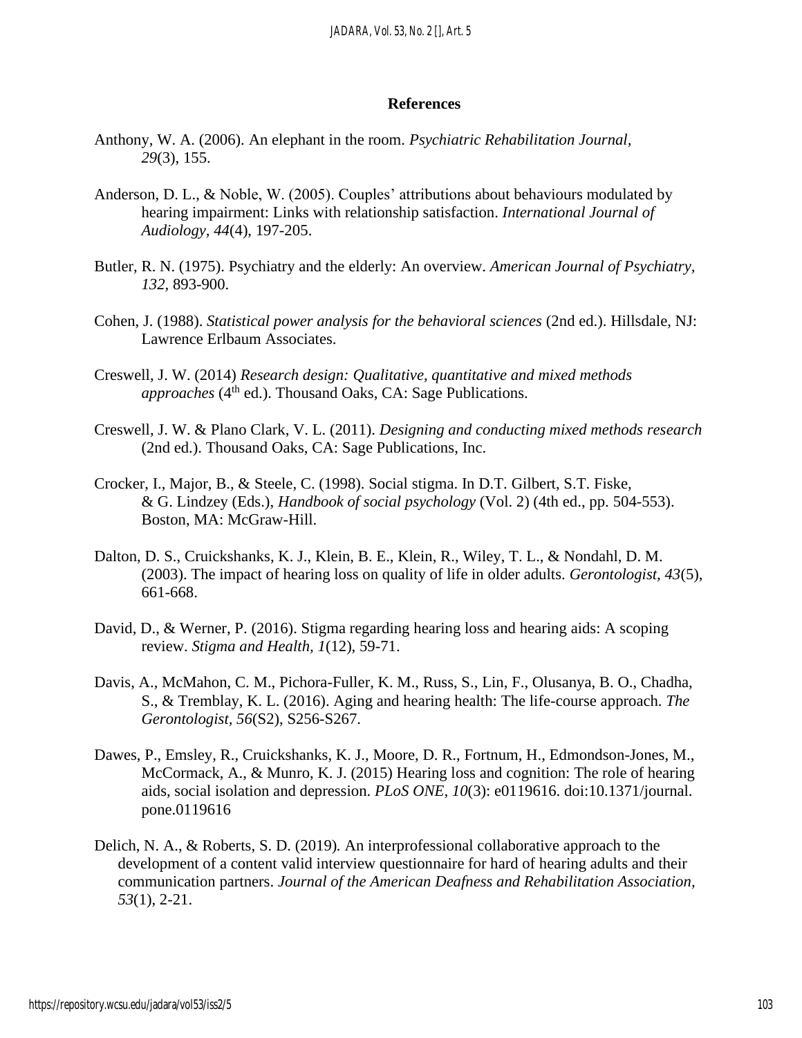## References

Anthony, W. A. (2006). An elephant in the room. *Psychiatric Rehabilitation Journal, 29*(3), 155.

Anderson, D. L., & Noble, W. (2005). Couples' attributions about behaviours modulated by hearing impairment: Links with relationship satisfaction. *International Journal of Audiology, 44*(4), 197-205.

Butler, R. N. (1975). Psychiatry and the elderly: An overview. *American Journal of Psychiatry, 132*, 893-900.

Cohen, J. (1988). *Statistical power analysis for the behavioral sciences* (2nd ed.). Hillsdale, NJ: Lawrence Erlbaum Associates.

Creswell, J. W. (2014) *Research design: Qualitative, quantitative and mixed methods approaches* (4th ed.). Thousand Oaks, CA: Sage Publications.

Creswell, J. W. & Plano Clark, V. L. (2011). *Designing and conducting mixed methods research* (2nd ed.). Thousand Oaks, CA: Sage Publications, Inc.

Crocker, I., Major, B., & Steele, C. (1998). Social stigma. In D.T. Gilbert, S.T. Fiske, & G. Lindzey (Eds.), *Handbook of social psychology* (Vol. 2) (4th ed., pp. 504-553). Boston, MA: McGraw-Hill.

Dalton, D. S., Cruickshanks, K. J., Klein, B. E., Klein, R., Wiley, T. L., & Nondahl, D. M. (2003). The impact of hearing loss on quality of life in older adults. *Gerontologist, 43*(5), 661-668.

David, D., & Werner, P. (2016). Stigma regarding hearing loss and hearing aids: A scoping review. *Stigma and Health, 1*(12), 59-71.

Davis, A., McMahon, C. M., Pichora-Fuller, K. M., Russ, S., Lin, F., Olusanya, B. O., Chadha, S., & Tremblay, K. L. (2016). Aging and hearing health: The life-course approach. *The Gerontologist, 56*(S2), S256-S267.

Dawes, P., Emsley, R., Cruickshanks, K. J., Moore, D. R., Fortnum, H., Edmondson-Jones, M., McCormack, A., & Munro, K. J. (2015) Hearing loss and cognition: The role of hearing aids, social isolation and depression. *PLoS ONE, 10*(3): e0119616. doi:10.1371/journal.pone.0119616

Delich, N. A., & Roberts, S. D. (2019). An interprofessional collaborative approach to the development of a content valid interview questionnaire for hard of hearing adults and their communication partners. *Journal of the American Deafness and Rehabilitation Association, 53*(1), 2-21.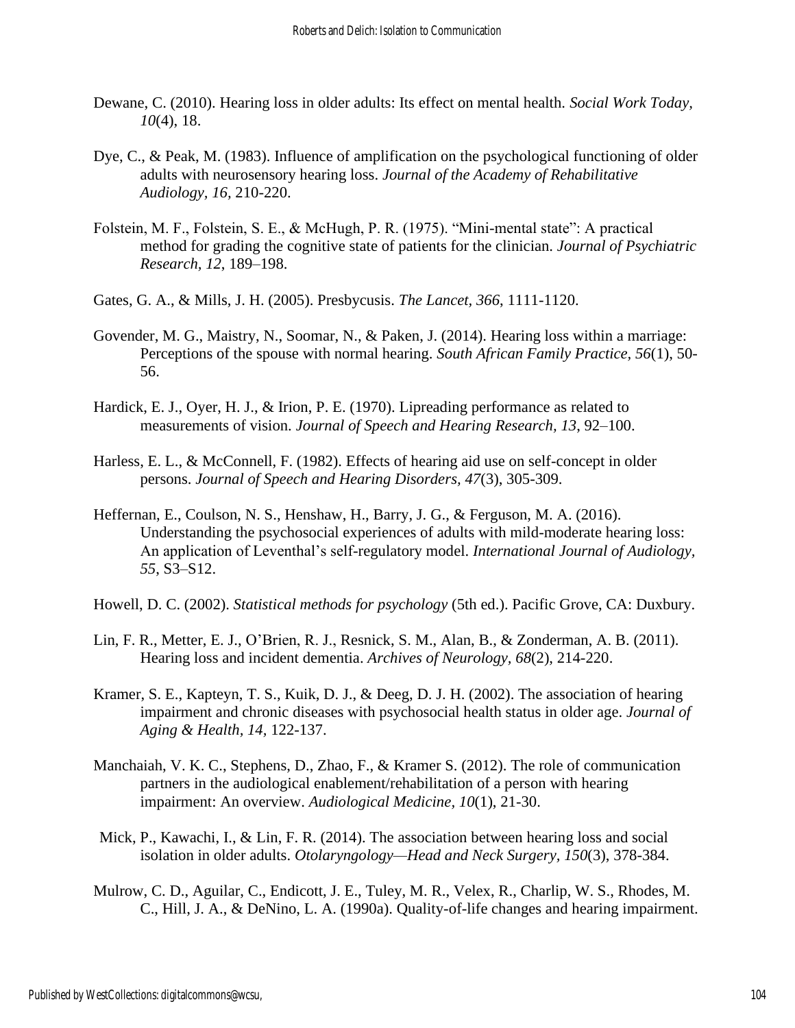Dewane, C. (2010). Hearing loss in older adults: Its effect on mental health. *Social Work Today, 10*(4), 18.

Dye, C., & Peak, M. (1983). Influence of amplification on the psychological functioning of older adults with neurosensory hearing loss. *Journal of the Academy of Rehabilitative Audiology, 16*, 210-220.

Folstein, M. F., Folstein, S. E., & McHugh, P. R. (1975). "Mini-mental state": A practical method for grading the cognitive state of patients for the clinician. *Journal of Psychiatric Research, 12*, 189–198.

Gates, G. A., & Mills, J. H. (2005). Presbycusis. *The Lancet, 366*, 1111-1120.

Govender, M. G., Maistry, N., Soomar, N., & Paken, J. (2014). Hearing loss within a marriage: Perceptions of the spouse with normal hearing. *South African Family Practice, 56*(1), 50-56.

Hardick, E. J., Oyer, H. J., & Irion, P. E. (1970). Lipreading performance as related to measurements of vision. *Journal of Speech and Hearing Research, 13*, 92–100.

Harless, E. L., & McConnell, F. (1982). Effects of hearing aid use on self-concept in older persons. *Journal of Speech and Hearing Disorders, 47*(3), 305-309.

Heffernan, E., Coulson, N. S., Henshaw, H., Barry, J. G., & Ferguson, M. A. (2016). Understanding the psychosocial experiences of adults with mild-moderate hearing loss: An application of Leventhal's self-regulatory model. *International Journal of Audiology, 55*, S3–S12.

Howell, D. C. (2002). *Statistical methods for psychology* (5th ed.). Pacific Grove, CA: Duxbury.

Lin, F. R., Metter, E. J., O'Brien, R. J., Resnick, S. M., Alan, B., & Zonderman, A. B. (2011). Hearing loss and incident dementia. *Archives of Neurology, 68*(2), 214-220.

Kramer, S. E., Kapteyn, T. S., Kuik, D. J., & Deeg, D. J. H. (2002). The association of hearing impairment and chronic diseases with psychosocial health status in older age. *Journal of Aging & Health, 14*, 122-137.

Manchaiah, V. K. C., Stephens, D., Zhao, F., & Kramer S. (2012). The role of communication partners in the audiological enablement/rehabilitation of a person with hearing impairment: An overview. *Audiological Medicine, 10*(1), 21-30.

Mick, P., Kawachi, I., & Lin, F. R. (2014). The association between hearing loss and social isolation in older adults. *Otolaryngology—Head and Neck Surgery, 150*(3), 378-384.

Mulrow, C. D., Aguilar, C., Endicott, J. E., Tuley, M. R., Velex, R., Charlip, W. S., Rhodes, M. C., Hill, J. A., & DeNino, L. A. (1990a). Quality-of-life changes and hearing impairment.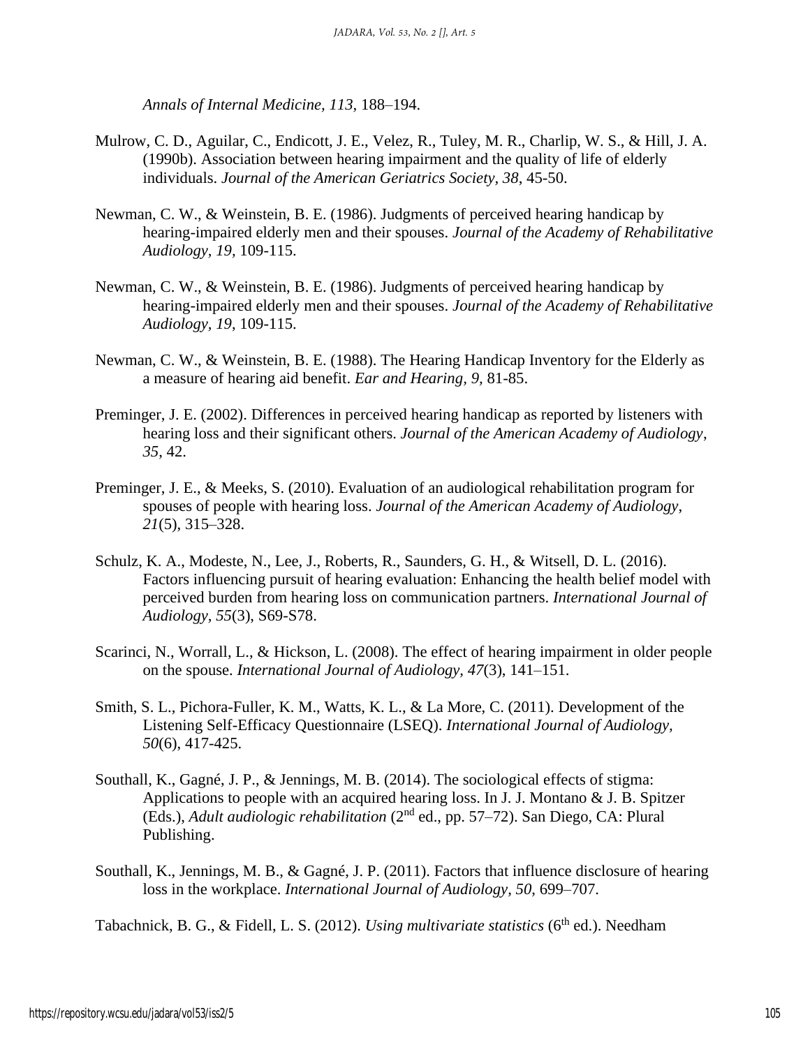*Annals of Internal Medicine, 113,* 188–194.

Mulrow, C. D., Aguilar, C., Endicott, J. E., Velez, R., Tuley, M. R., Charlip, W. S., & Hill, J. A. (1990b). Association between hearing impairment and the quality of life of elderly individuals. *Journal of the American Geriatrics Society, 38*, 45-50.

Newman, C. W., & Weinstein, B. E. (1986). Judgments of perceived hearing handicap by hearing-impaired elderly men and their spouses. *Journal of the Academy of Rehabilitative Audiology, 19,* 109-115.

Newman, C. W., & Weinstein, B. E. (1986). Judgments of perceived hearing handicap by hearing-impaired elderly men and their spouses. *Journal of the Academy of Rehabilitative Audiology*, *19*, 109-115.

Newman, C. W., & Weinstein, B. E. (1988). The Hearing Handicap Inventory for the Elderly as a measure of hearing aid benefit. *Ear and Hearing, 9,* 81-85.

Preminger, J. E. (2002). Differences in perceived hearing handicap as reported by listeners with hearing loss and their significant others. *Journal of the American Academy of Audiology*, *35*, 42.

Preminger, J. E., & Meeks, S. (2010). Evaluation of an audiological rehabilitation program for spouses of people with hearing loss. *Journal of the American Academy of Audiology*, *21*(5), 315–328.

Schulz, K. A., Modeste, N., Lee, J., Roberts, R., Saunders, G. H., & Witsell, D. L. (2016). Factors influencing pursuit of hearing evaluation: Enhancing the health belief model with perceived burden from hearing loss on communication partners. *International Journal of Audiology, 55*(3), S69-S78.

Scarinci, N., Worrall, L., & Hickson, L. (2008). The effect of hearing impairment in older people on the spouse. *International Journal of Audiology, 47*(3), 141–151.

Smith, S. L., Pichora-Fuller, K. M., Watts, K. L., & La More, C. (2011). Development of the Listening Self-Efficacy Questionnaire (LSEQ). *International Journal of Audiology, 50*(6), 417-425.

Southall, K., Gagné, J. P., & Jennings, M. B. (2014). The sociological effects of stigma: Applications to people with an acquired hearing loss. In J. J. Montano & J. B. Spitzer (Eds.), *Adult audiologic rehabilitation* (2nd ed., pp. 57–72). San Diego, CA: Plural Publishing.

Southall, K., Jennings, M. B., & Gagné, J. P. (2011). Factors that influence disclosure of hearing loss in the workplace. *International Journal of Audiology, 50*, 699–707.

Tabachnick, B. G., & Fidell, L. S. (2012). *Using multivariate statistics* (6th ed.). Needham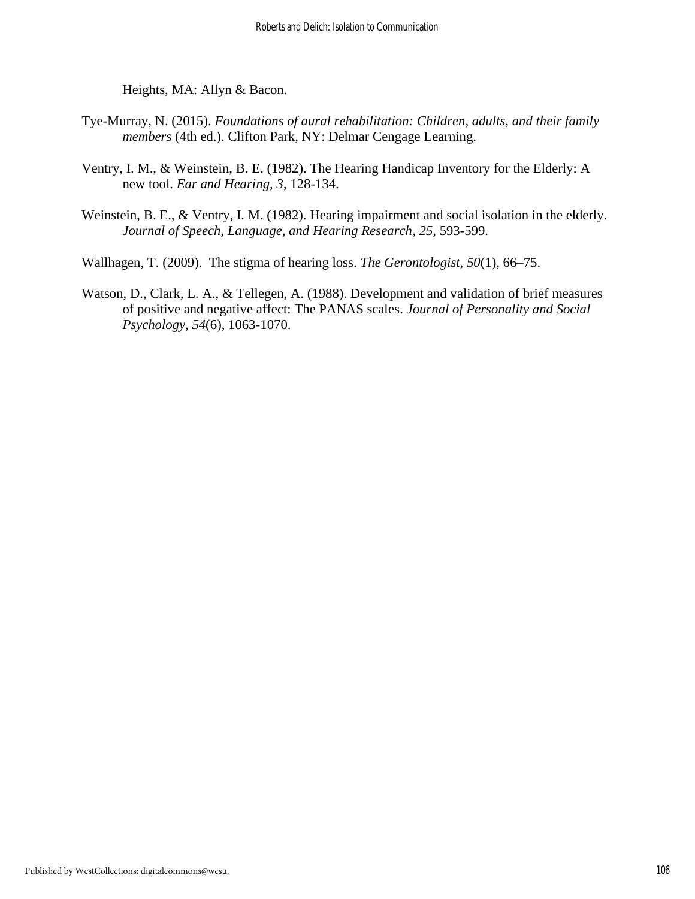Heights, MA: Allyn & Bacon.

Tye-Murray, N. (2015). *Foundations of aural rehabilitation: Children, adults, and their family members* (4th ed.). Clifton Park, NY: Delmar Cengage Learning.

Ventry, I. M., & Weinstein, B. E. (1982). The Hearing Handicap Inventory for the Elderly: A new tool. *Ear and Hearing, 3*, 128-134.

Weinstein, B. E., & Ventry, I. M. (1982). Hearing impairment and social isolation in the elderly. *Journal of Speech, Language, and Hearing Research, 25*, 593-599.

Wallhagen, T. (2009). The stigma of hearing loss. *The Gerontologist, 50*(1), 66–75.

Watson, D., Clark, L. A., & Tellegen, A. (1988). Development and validation of brief measures of positive and negative affect: The PANAS scales. *Journal of Personality and Social Psychology, 54*(6), 1063-1070.